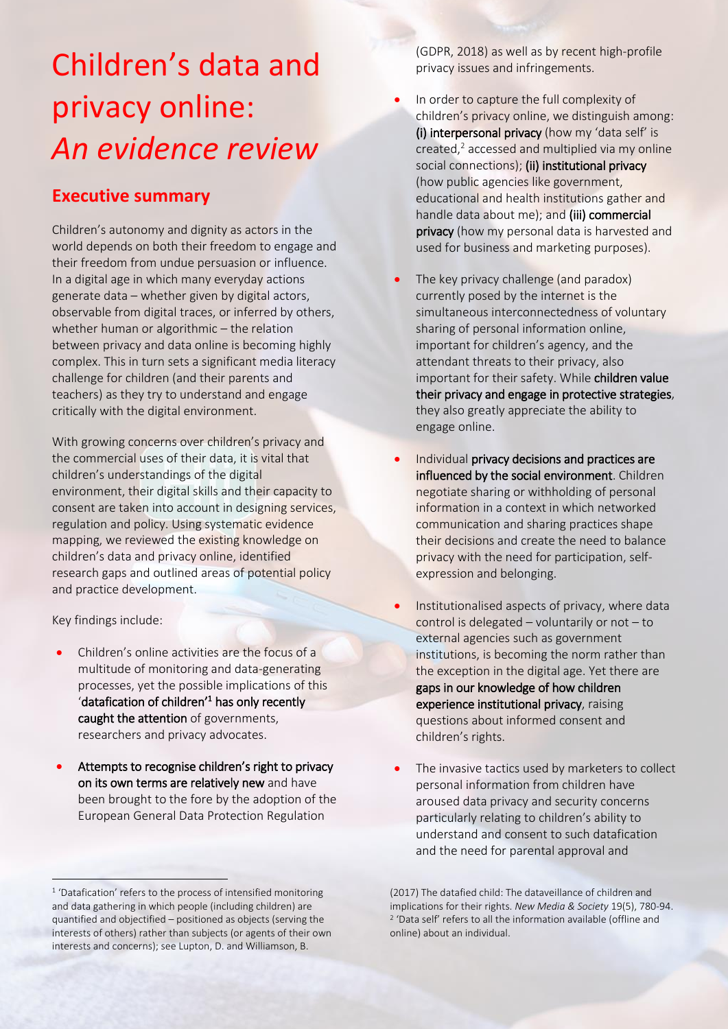# Children's data and privacy online: *An evidence review*

## Executive summary

Children's autonomy and dignity as actors in the world depends on both their freedom to engage and their freedom from undue persuasion or influence. In a digital age in which many everyday actions generate data – whether given by digital actors, observable from digital traces, or inferred by others, whether human or algorithmic – the relation between privacy and data online is becoming highly complex. This in turn sets a significant media literacy challenge for children (and their parents and teachers) as they try to understand and engage critically with the digital environment.

With growing concerns over children's privacy and the commercial uses of their data, it is vital that children's understandings of the digital environment, their digital skills and their capacity to consent are taken into account in designing services, regulation and policy. Using systematic evidence mapping, we reviewed the existing knowledge on children's data and privacy online, identified research gaps and outlined areas of potential policy and practice development.

Key findings include:

- Children's online activities are the focus of a multitude of monitoring and data-generating processes, yet the possible implications of this '**datafication of children'**[1] **has only recently caught the attention** of governments, researchers and privacy advocates.
- **Attempts to recognise children's right to privacy on its own terms are relatively new** and have been brought to the fore by the adoption of the European General Data Protection Regulation (GDPR, 2018) as well as by recent high-profile privacy issues and infringements.
- In order to capture the full complexity of children's privacy online, we distinguish among: **(i) interpersonal privacy** (how my 'data self' is created,[2] accessed and multiplied via my online social connections); **(ii) institutional privacy** (how public agencies like government, educational and health institutions gather and handle data about me); and **(iii) commercial privacy** (how my personal data is harvested and used for business and marketing purposes).
- The key privacy challenge (and paradox) currently posed by the internet is the simultaneous interconnectedness of voluntary sharing of personal information online, important for children's agency, and the attendant threats to their privacy, also important for their safety. While **children value their privacy and engage in protective strategies**, they also greatly appreciate the ability to engage online.
- Individual **privacy decisions and practices are influenced by the social environment**. Children negotiate sharing or withholding of personal information in a context in which networked communication and sharing practices shape their decisions and create the need to balance privacy with the need for participation, self-expression and belonging.
- Institutionalised aspects of privacy, where data control is delegated – voluntarily or not – to external agencies such as government institutions, is becoming the norm rather than the exception in the digital age. Yet there are **gaps in our knowledge of how children experience institutional privacy**, raising questions about informed consent and children's rights.
- The invasive tactics used by marketers to collect personal information from children have aroused data privacy and security concerns particularly relating to children's ability to understand and consent to such datafication and the need for parental approval and

---

[1] 'Datafication' refers to the process of intensified monitoring and data gathering in which people (including children) are quantified and objectified – positioned as objects (serving the interests of others) rather than subjects (or agents of their own interests and concerns); see Lupton, D. and Williamson, B. (2017) The datafied child: The dataveillance of children and implications for their rights. *New Media & Society* 19(5), 780-94.

[2] 'Data self' refers to all the information available (offline and online) about an individual.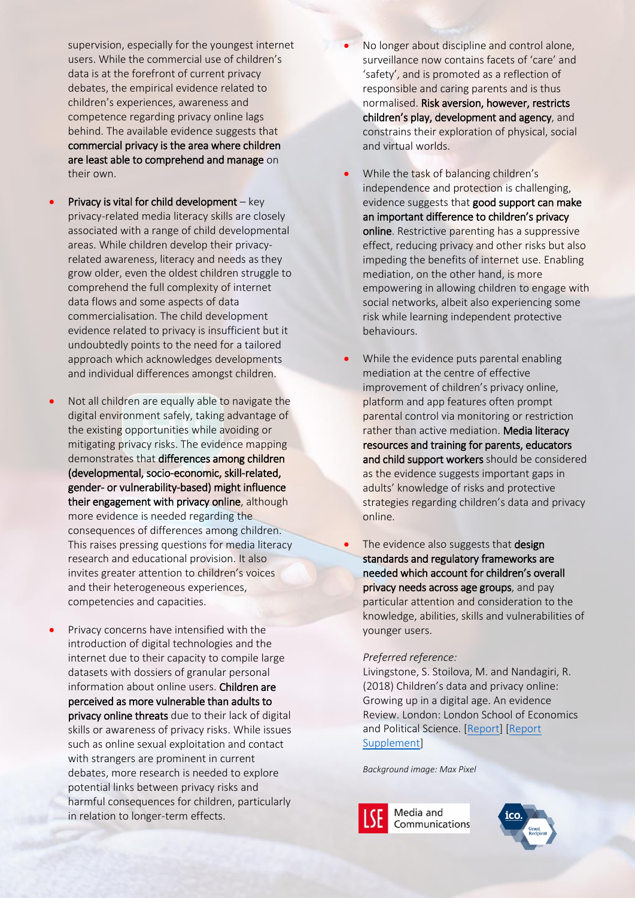supervision, especially for the youngest internet users. While the commercial use of children's data is at the forefront of current privacy debates, the empirical evidence related to children's experiences, awareness and competence regarding privacy online lags behind. The available evidence suggests that **commercial privacy is the area where children are least able to comprehend and manage** on their own.

- **Privacy is vital for child development** – key privacy-related media literacy skills are closely associated with a range of child developmental areas. While children develop their privacy-related awareness, literacy and needs as they grow older, even the oldest children struggle to comprehend the full complexity of internet data flows and some aspects of data commercialisation. The child development evidence related to privacy is insufficient but it undoubtedly points to the need for a tailored approach which acknowledges developments and individual differences amongst children.

- Not all children are equally able to navigate the digital environment safely, taking advantage of the existing opportunities while avoiding or mitigating privacy risks. The evidence mapping demonstrates that **differences among children (developmental, socio-economic, skill-related, gender- or vulnerability-based) might influence their engagement with privacy online**, although more evidence is needed regarding the consequences of differences among children. This raises pressing questions for media literacy research and educational provision. It also invites greater attention to children's voices and their heterogeneous experiences, competencies and capacities.

- Privacy concerns have intensified with the introduction of digital technologies and the internet due to their capacity to compile large datasets with dossiers of granular personal information about online users. **Children are perceived as more vulnerable than adults to privacy online threats** due to their lack of digital skills or awareness of privacy risks. While issues such as online sexual exploitation and contact with strangers are prominent in current debates, more research is needed to explore potential links between privacy risks and harmful consequences for children, particularly in relation to longer-term effects.

- No longer about discipline and control alone, surveillance now contains facets of 'care' and 'safety', and is promoted as a reflection of responsible and caring parents and is thus normalised. **Risk aversion, however, restricts children's play, development and agency**, and constrains their exploration of physical, social and virtual worlds.

- While the task of balancing children's independence and protection is challenging, evidence suggests that **good support can make an important difference to children's privacy online**. Restrictive parenting has a suppressive effect, reducing privacy and other risks but also impeding the benefits of internet use. Enabling mediation, on the other hand, is more empowering in allowing children to engage with social networks, albeit also experiencing some risk while learning independent protective behaviours.

- While the evidence puts parental enabling mediation at the centre of effective improvement of children's privacy online, platform and app features often prompt parental control via monitoring or restriction rather than active mediation. **Media literacy resources and training for parents, educators and child support workers** should be considered as the evidence suggests important gaps in adults' knowledge of risks and protective strategies regarding children's data and privacy online.

- The evidence also suggests that **design standards and regulatory frameworks are needed which account for children's overall privacy needs across age groups**, and pay particular attention and consideration to the knowledge, abilities, skills and vulnerabilities of younger users.

*Preferred reference:*

Livingstone, S. Stoilova, M. and Nandagiri, R. (2018) Children's data and privacy online: Growing up in a digital age. An evidence Review. London: London School of Economics and Political Science. [Report] [Report Supplement]

*Background image: Max Pixel*

LSE Media and Communications

ico. Grant Recipient